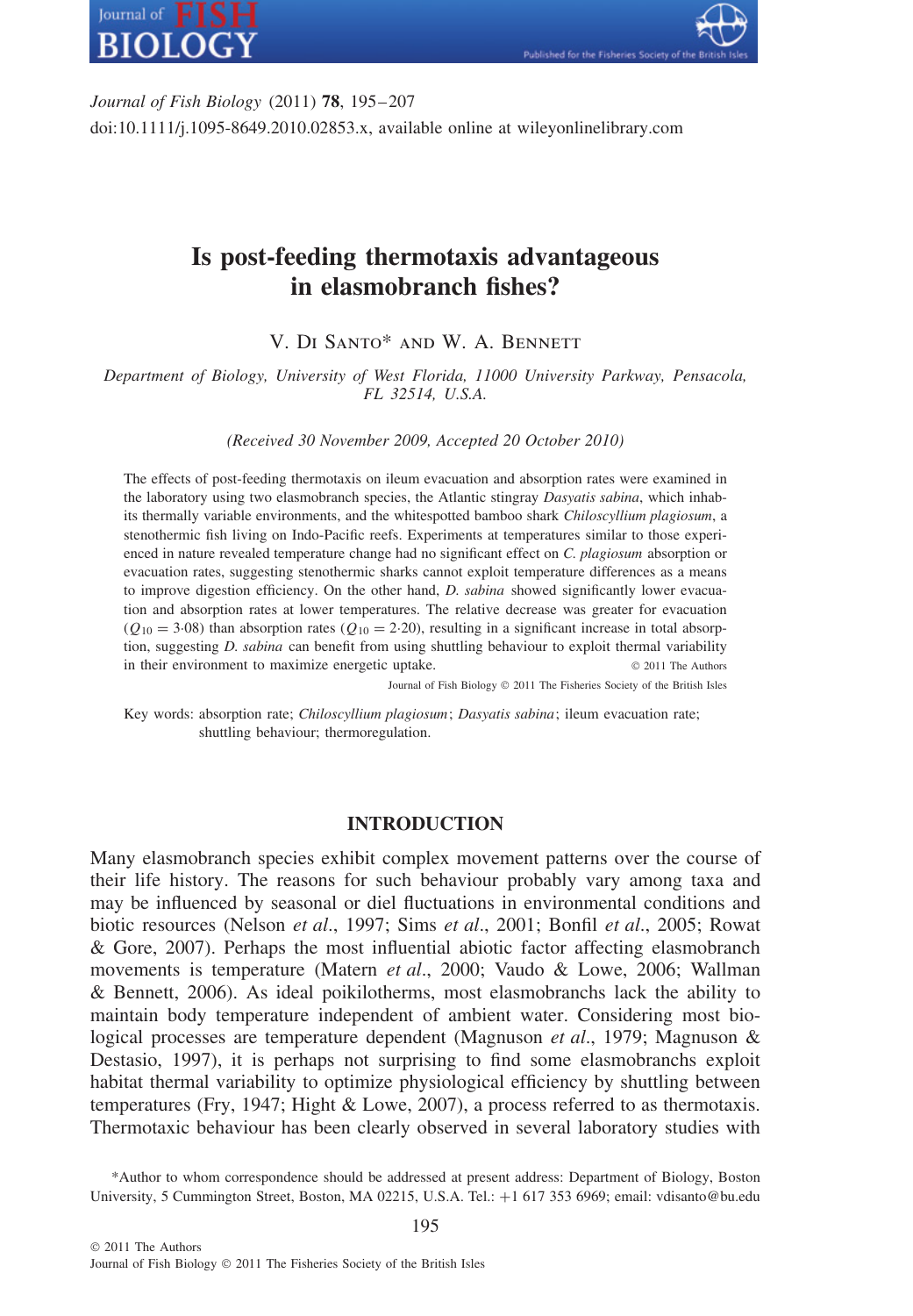Journal of Fish Biology (2011) **78**, 195–207

doi:10.1111/j.1095-8649.2010.02853.x, available online at wileyonlinelibrary.com

# Is post-feeding thermotaxis advantageous in elasmobranch fishes?

V. Di Santo* and W. A. Bennett

*Department of Biology, University of West Florida, 11000 University Parkway, Pensacola, FL 32514, U.S.A.*

*(Received 30 November 2009, Accepted 20 October 2010)*

The effects of post-feeding thermotaxis on ileum evacuation and absorption rates were examined in the laboratory using two elasmobranch species, the Atlantic stingray *Dasyatis sabina*, which inhabits thermally variable environments, and the whitespotted bamboo shark *Chiloscyllium plagiosum*, a stenothermic fish living on Indo-Pacific reefs. Experiments at temperatures similar to those experienced in nature revealed temperature change had no significant effect on *C. plagiosum* absorption or evacuation rates, suggesting stenothermic sharks cannot exploit temperature differences as a means to improve digestion efficiency. On the other hand, *D. sabina* showed significantly lower evacuation and absorption rates at lower temperatures. The relative decrease was greater for evacuation ($Q_{10} = 3{\cdot}08$) than absorption rates ($Q_{10} = 2{\cdot}20$), resulting in a significant increase in total absorption, suggesting *D. sabina* can benefit from using shuttling behaviour to exploit thermal variability in their environment to maximize energetic uptake. © 2011 The Authors

Journal of Fish Biology © 2011 The Fisheries Society of the British Isles

Key words: absorption rate; *Chiloscyllium plagiosum*; *Dasyatis sabina*; ileum evacuation rate; shuttling behaviour; thermoregulation.

## INTRODUCTION

Many elasmobranch species exhibit complex movement patterns over the course of their life history. The reasons for such behaviour probably vary among taxa and may be influenced by seasonal or diel fluctuations in environmental conditions and biotic resources (Nelson *et al*., 1997; Sims *et al*., 2001; Bonfil *et al*., 2005; Rowat & Gore, 2007). Perhaps the most influential abiotic factor affecting elasmobranch movements is temperature (Matern *et al*., 2000; Vaudo & Lowe, 2006; Wallman & Bennett, 2006). As ideal poikilotherms, most elasmobranchs lack the ability to maintain body temperature independent of ambient water. Considering most biological processes are temperature dependent (Magnuson *et al*., 1979; Magnuson & Destasio, 1997), it is perhaps not surprising to find some elasmobranchs exploit habitat thermal variability to optimize physiological efficiency by shuttling between temperatures (Fry, 1947; Hight & Lowe, 2007), a process referred to as thermotaxis. Thermotaxic behaviour has been clearly observed in several laboratory studies with

*Author to whom correspondence should be addressed at present address: Department of Biology, Boston University, 5 Cummington Street, Boston, MA 02215, U.S.A. Tel.: +1 617 353 6969; email: vdisanto@bu.edu

© 2011 The Authors
Journal of Fish Biology © 2011 The Fisheries Society of the British Isles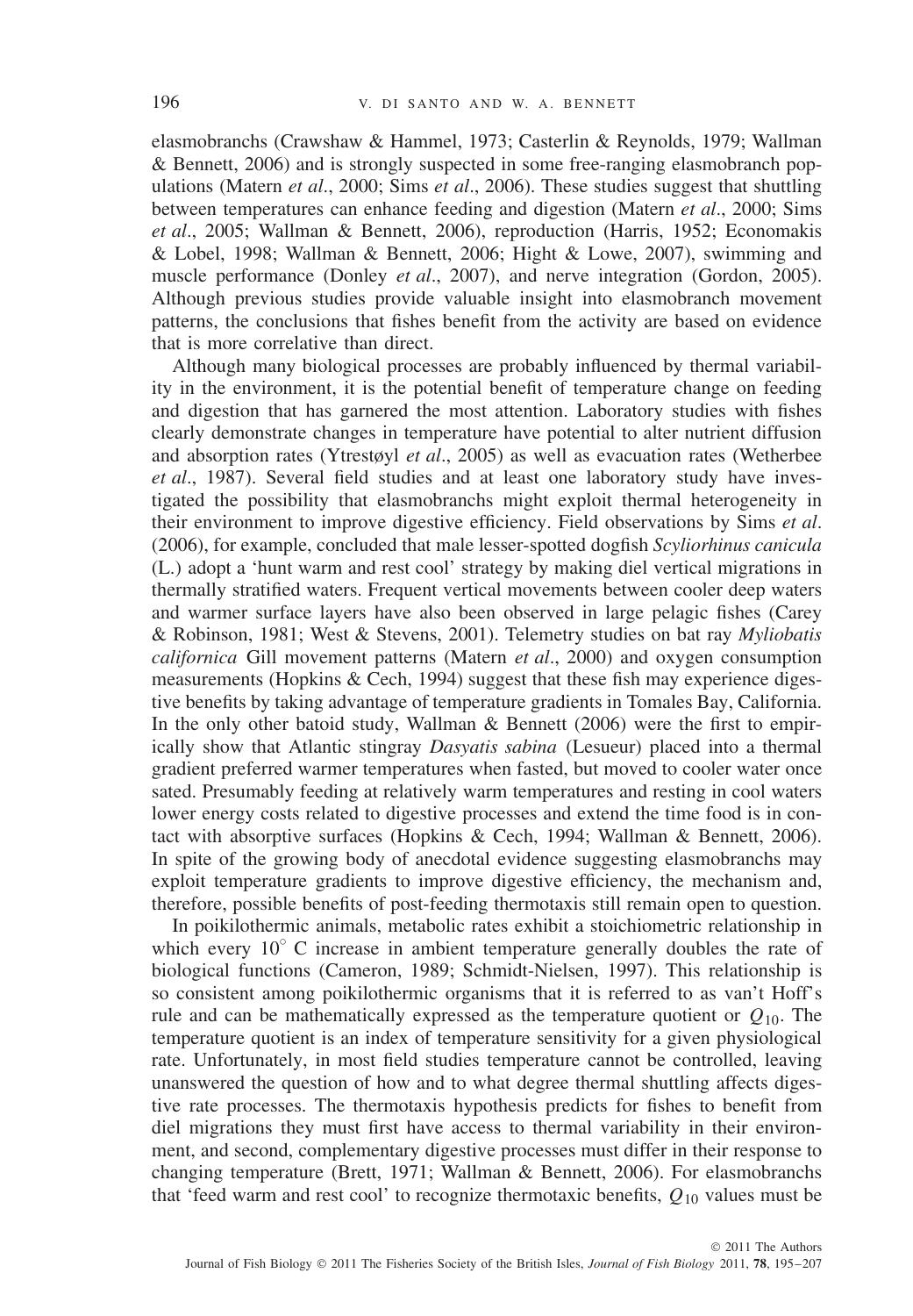elasmobranchs (Crawshaw & Hammel, 1973; Casterlin & Reynolds, 1979; Wallman & Bennett, 2006) and is strongly suspected in some free-ranging elasmobranch populations (Matern *et al*., 2000; Sims *et al*., 2006). These studies suggest that shuttling between temperatures can enhance feeding and digestion (Matern *et al*., 2000; Sims *et al*., 2005; Wallman & Bennett, 2006), reproduction (Harris, 1952; Economakis & Lobel, 1998; Wallman & Bennett, 2006; Hight & Lowe, 2007), swimming and muscle performance (Donley *et al*., 2007), and nerve integration (Gordon, 2005). Although previous studies provide valuable insight into elasmobranch movement patterns, the conclusions that fishes benefit from the activity are based on evidence that is more correlative than direct.

Although many biological processes are probably influenced by thermal variability in the environment, it is the potential benefit of temperature change on feeding and digestion that has garnered the most attention. Laboratory studies with fishes clearly demonstrate changes in temperature have potential to alter nutrient diffusion and absorption rates (Ytrestøyl *et al*., 2005) as well as evacuation rates (Wetherbee *et al*., 1987). Several field studies and at least one laboratory study have investigated the possibility that elasmobranchs might exploit thermal heterogeneity in their environment to improve digestive efficiency. Field observations by Sims *et al*. (2006), for example, concluded that male lesser-spotted dogfish *Scyliorhinus canicula* (L.) adopt a 'hunt warm and rest cool' strategy by making diel vertical migrations in thermally stratified waters. Frequent vertical movements between cooler deep waters and warmer surface layers have also been observed in large pelagic fishes (Carey & Robinson, 1981; West & Stevens, 2001). Telemetry studies on bat ray *Myliobatis californica* Gill movement patterns (Matern *et al*., 2000) and oxygen consumption measurements (Hopkins & Cech, 1994) suggest that these fish may experience digestive benefits by taking advantage of temperature gradients in Tomales Bay, California. In the only other batoid study, Wallman & Bennett (2006) were the first to empirically show that Atlantic stingray *Dasyatis sabina* (Lesueur) placed into a thermal gradient preferred warmer temperatures when fasted, but moved to cooler water once sated. Presumably feeding at relatively warm temperatures and resting in cool waters lower energy costs related to digestive processes and extend the time food is in contact with absorptive surfaces (Hopkins & Cech, 1994; Wallman & Bennett, 2006). In spite of the growing body of anecdotal evidence suggesting elasmobranchs may exploit temperature gradients to improve digestive efficiency, the mechanism and, therefore, possible benefits of post-feeding thermotaxis still remain open to question.

In poikilothermic animals, metabolic rates exhibit a stoichiometric relationship in which every $10^\circ$ C increase in ambient temperature generally doubles the rate of biological functions (Cameron, 1989; Schmidt-Nielsen, 1997). This relationship is so consistent among poikilothermic organisms that it is referred to as van't Hoff's rule and can be mathematically expressed as the temperature quotient or $Q_{10}$. The temperature quotient is an index of temperature sensitivity for a given physiological rate. Unfortunately, in most field studies temperature cannot be controlled, leaving unanswered the question of how and to what degree thermal shuttling affects digestive rate processes. The thermotaxis hypothesis predicts for fishes to benefit from diel migrations they must first have access to thermal variability in their environment, and second, complementary digestive processes must differ in their response to changing temperature (Brett, 1971; Wallman & Bennett, 2006). For elasmobranchs that 'feed warm and rest cool' to recognize thermotaxic benefits, $Q_{10}$ values must be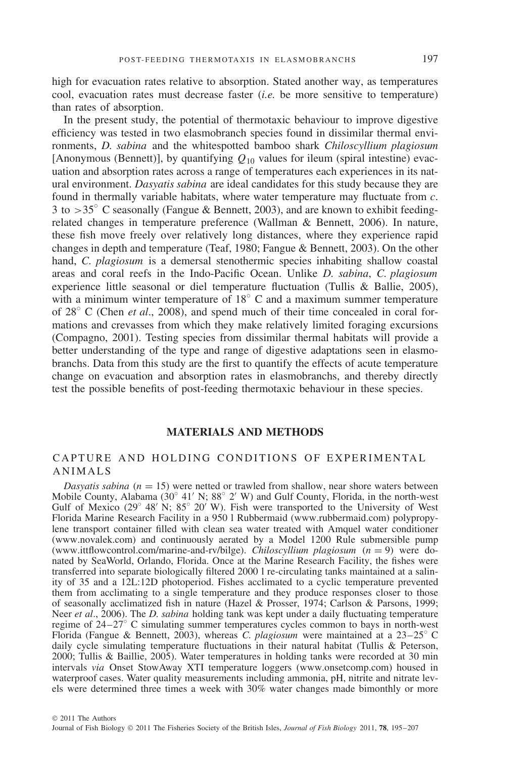high for evacuation rates relative to absorption. Stated another way, as temperatures cool, evacuation rates must decrease faster (*i.e.* be more sensitive to temperature) than rates of absorption.

In the present study, the potential of thermotaxic behaviour to improve digestive efficiency was tested in two elasmobranch species found in dissimilar thermal environments, *D. sabina* and the whitespotted bamboo shark *Chiloscyllium plagiosum* [Anonymous (Bennett)], by quantifying $Q_{10}$ values for ileum (spiral intestine) evacuation and absorption rates across a range of temperatures each experiences in its natural environment. *Dasyatis sabina* are ideal candidates for this study because they are found in thermally variable habitats, where water temperature may fluctuate from *c.* 3 to >35° C seasonally (Fangue & Bennett, 2003), and are known to exhibit feeding-related changes in temperature preference (Wallman & Bennett, 2006). In nature, these fish move freely over relatively long distances, where they experience rapid changes in depth and temperature (Teaf, 1980; Fangue & Bennett, 2003). On the other hand, *C. plagiosum* is a demersal stenothermic species inhabiting shallow coastal areas and coral reefs in the Indo-Pacific Ocean. Unlike *D. sabina*, *C. plagiosum* experience little seasonal or diel temperature fluctuation (Tullis & Ballie, 2005), with a minimum winter temperature of 18° C and a maximum summer temperature of 28° C (Chen *et al*., 2008), and spend much of their time concealed in coral formations and crevasses from which they make relatively limited foraging excursions (Compagno, 2001). Testing species from dissimilar thermal habitats will provide a better understanding of the type and range of digestive adaptations seen in elasmobranchs. Data from this study are the first to quantify the effects of acute temperature change on evacuation and absorption rates in elasmobranchs, and thereby directly test the possible benefits of post-feeding thermotaxic behaviour in these species.

## MATERIALS AND METHODS

### CAPTURE AND HOLDING CONDITIONS OF EXPERIMENTAL ANIMALS

*Dasyatis sabina* ($n = 15$) were netted or trawled from shallow, near shore waters between Mobile County, Alabama (30° 41′ N; 88° 2′ W) and Gulf County, Florida, in the north-west Gulf of Mexico (29° 48′ N; 85° 20′ W). Fish were transported to the University of West Florida Marine Research Facility in a 950 l Rubbermaid (www.rubbermaid.com) polypropylene transport container filled with clean sea water treated with Amquel water conditioner (www.novalek.com) and continuously aerated by a Model 1200 Rule submersible pump (www.ittflowcontrol.com/marine-and-rv/bilge). *Chiloscyllium plagiosum* ($n = 9$) were donated by SeaWorld, Orlando, Florida. Once at the Marine Research Facility, the fishes were transferred into separate biologically filtered 2000 l re-circulating tanks maintained at a salinity of 35 and a 12L:12D photoperiod. Fishes acclimated to a cyclic temperature prevented them from acclimating to a single temperature and they produce responses closer to those of seasonally acclimatized fish in nature (Hazel & Prosser, 1974; Carlson & Parsons, 1999; Neer *et al*., 2006). The *D. sabina* holding tank was kept under a daily fluctuating temperature regime of 24–27° C simulating summer temperatures cycles common to bays in north-west Florida (Fangue & Bennett, 2003), whereas *C. plagiosum* were maintained at a 23–25° C daily cycle simulating temperature fluctuations in their natural habitat (Tullis & Peterson, 2000; Tullis & Baillie, 2005). Water temperatures in holding tanks were recorded at 30 min intervals *via* Onset StowAway XTI temperature loggers (www.onsetcomp.com) housed in waterproof cases. Water quality measurements including ammonia, pH, nitrite and nitrate levels were determined three times a week with 30% water changes made bimonthly or more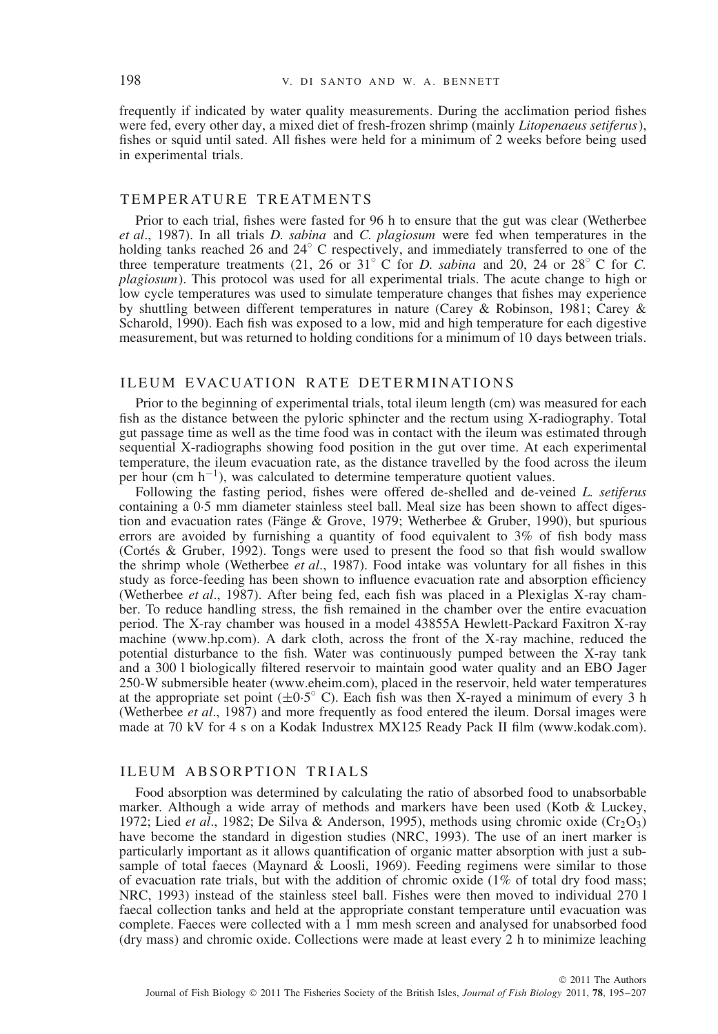frequently if indicated by water quality measurements. During the acclimation period fishes were fed, every other day, a mixed diet of fresh-frozen shrimp (mainly *Litopenaeus setiferus*), fishes or squid until sated. All fishes were held for a minimum of 2 weeks before being used in experimental trials.

## TEMPERATURE TREATMENTS

Prior to each trial, fishes were fasted for 96 h to ensure that the gut was clear (Wetherbee *et al*., 1987). In all trials *D. sabina* and *C. plagiosum* were fed when temperatures in the holding tanks reached 26 and 24° C respectively, and immediately transferred to one of the three temperature treatments (21, 26 or 31° C for *D. sabina* and 20, 24 or 28° C for *C. plagiosum*). This protocol was used for all experimental trials. The acute change to high or low cycle temperatures was used to simulate temperature changes that fishes may experience by shuttling between different temperatures in nature (Carey & Robinson, 1981; Carey & Scharold, 1990). Each fish was exposed to a low, mid and high temperature for each digestive measurement, but was returned to holding conditions for a minimum of 10 days between trials.

## ILEUM EVACUATION RATE DETERMINATIONS

Prior to the beginning of experimental trials, total ileum length (cm) was measured for each fish as the distance between the pyloric sphincter and the rectum using X-radiography. Total gut passage time as well as the time food was in contact with the ileum was estimated through sequential X-radiographs showing food position in the gut over time. At each experimental temperature, the ileum evacuation rate, as the distance travelled by the food across the ileum per hour (cm $h^{-1}$), was calculated to determine temperature quotient values.

Following the fasting period, fishes were offered de-shelled and de-veined *L. setiferus* containing a 0·5 mm diameter stainless steel ball. Meal size has been shown to affect digestion and evacuation rates (Fänge & Grove, 1979; Wetherbee & Gruber, 1990), but spurious errors are avoided by furnishing a quantity of food equivalent to 3% of fish body mass (Cortés & Gruber, 1992). Tongs were used to present the food so that fish would swallow the shrimp whole (Wetherbee *et al*., 1987). Food intake was voluntary for all fishes in this study as force-feeding has been shown to influence evacuation rate and absorption efficiency (Wetherbee *et al*., 1987). After being fed, each fish was placed in a Plexiglas X-ray chamber. To reduce handling stress, the fish remained in the chamber over the entire evacuation period. The X-ray chamber was housed in a model 43855A Hewlett-Packard Faxitron X-ray machine (www.hp.com). A dark cloth, across the front of the X-ray machine, reduced the potential disturbance to the fish. Water was continuously pumped between the X-ray tank and a 300 l biologically filtered reservoir to maintain good water quality and an EBO Jager 250-W submersible heater (www.eheim.com), placed in the reservoir, held water temperatures at the appropriate set point (±0·5° C). Each fish was then X-rayed a minimum of every 3 h (Wetherbee *et al*., 1987) and more frequently as food entered the ileum. Dorsal images were made at 70 kV for 4 s on a Kodak Industrex MX125 Ready Pack II film (www.kodak.com).

## ILEUM ABSORPTION TRIALS

Food absorption was determined by calculating the ratio of absorbed food to unabsorbable marker. Although a wide array of methods and markers have been used (Kotb & Luckey, 1972; Lied *et al*., 1982; De Silva & Anderson, 1995), methods using chromic oxide ($Cr_2O_3$) have become the standard in digestion studies (NRC, 1993). The use of an inert marker is particularly important as it allows quantification of organic matter absorption with just a subsample of total faeces (Maynard & Loosli, 1969). Feeding regimens were similar to those of evacuation rate trials, but with the addition of chromic oxide (1% of total dry food mass; NRC, 1993) instead of the stainless steel ball. Fishes were then moved to individual 270 l faecal collection tanks and held at the appropriate constant temperature until evacuation was complete. Faeces were collected with a 1 mm mesh screen and analysed for unabsorbed food (dry mass) and chromic oxide. Collections were made at least every 2 h to minimize leaching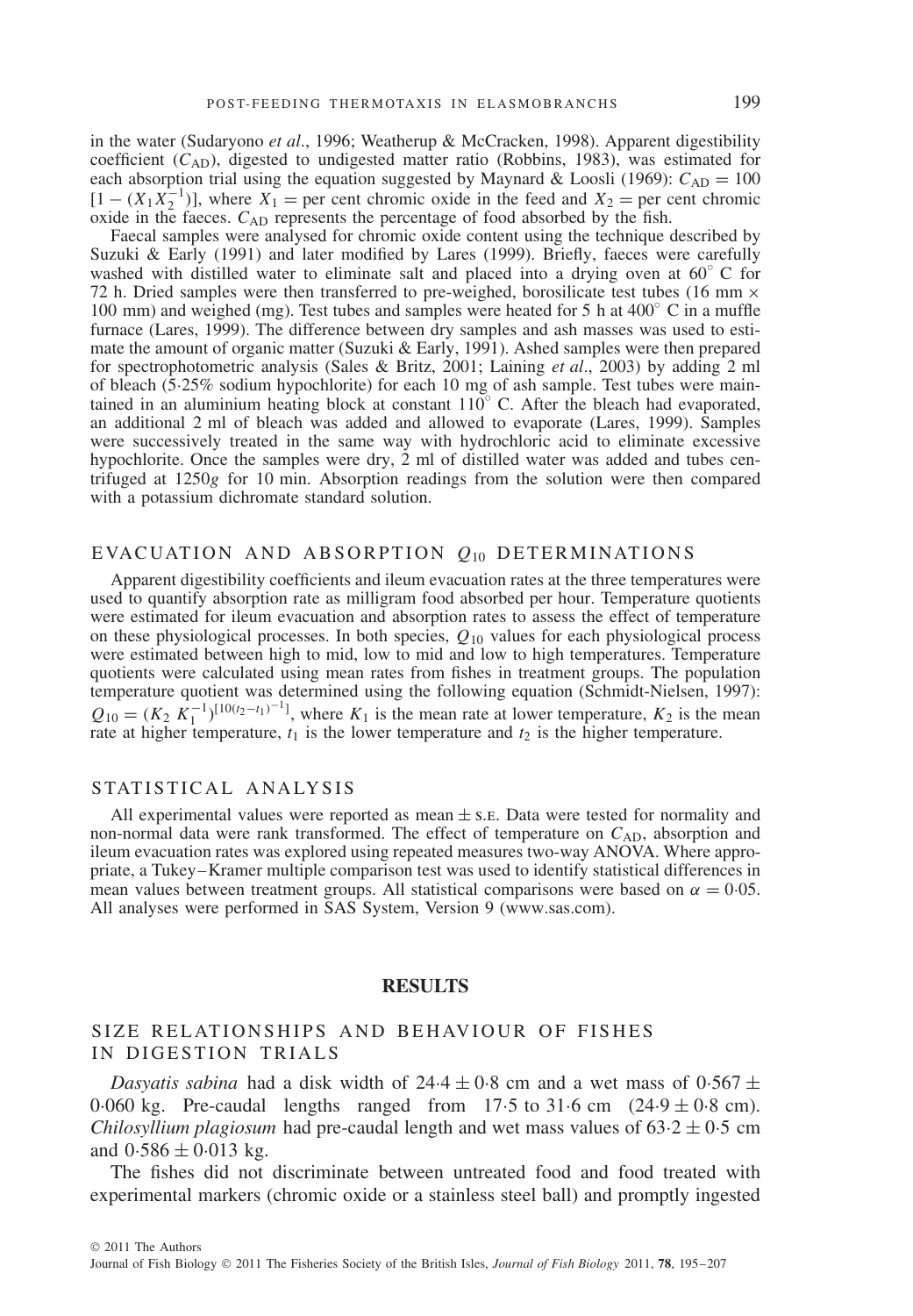in the water (Sudaryono *et al*., 1996; Weatherup & McCracken, 1998). Apparent digestibility coefficient ($C_{AD}$), digested to undigested matter ratio (Robbins, 1983), was estimated for each absorption trial using the equation suggested by Maynard & Loosli (1969): $C_{AD} = 100 [1 - (X_1 X_2^{-1})]$, where $X_1$ = per cent chromic oxide in the feed and $X_2$ = per cent chromic oxide in the faeces. $C_{AD}$ represents the percentage of food absorbed by the fish.

Faecal samples were analysed for chromic oxide content using the technique described by Suzuki & Early (1991) and later modified by Lares (1999). Briefly, faeces were carefully washed with distilled water to eliminate salt and placed into a drying oven at 60° C for 72 h. Dried samples were then transferred to pre-weighed, borosilicate test tubes (16 mm × 100 mm) and weighed (mg). Test tubes and samples were heated for 5 h at 400° C in a muffle furnace (Lares, 1999). The difference between dry samples and ash masses was used to estimate the amount of organic matter (Suzuki & Early, 1991). Ashed samples were then prepared for spectrophotometric analysis (Sales & Britz, 2001; Laining *et al*., 2003) by adding 2 ml of bleach (5·25% sodium hypochlorite) for each 10 mg of ash sample. Test tubes were maintained in an aluminium heating block at constant 110° C. After the bleach had evaporated, an additional 2 ml of bleach was added and allowed to evaporate (Lares, 1999). Samples were successively treated in the same way with hydrochloric acid to eliminate excessive hypochlorite. Once the samples were dry, 2 ml of distilled water was added and tubes centrifuged at 1250*g* for 10 min. Absorption readings from the solution were then compared with a potassium dichromate standard solution.

## EVACUATION AND ABSORPTION $Q_{10}$ DETERMINATIONS

Apparent digestibility coefficients and ileum evacuation rates at the three temperatures were used to quantify absorption rate as milligram food absorbed per hour. Temperature quotients were estimated for ileum evacuation and absorption rates to assess the effect of temperature on these physiological processes. In both species, $Q_{10}$ values for each physiological process were estimated between high to mid, low to mid and low to high temperatures. Temperature quotients were calculated using mean rates from fishes in treatment groups. The population temperature quotient was determined using the following equation (Schmidt-Nielsen, 1997): $Q_{10} = (K_2\ K_1^{-1})^{[10(t_2 - t_1)^{-1}]}$, where $K_1$ is the mean rate at lower temperature, $K_2$ is the mean rate at higher temperature, $t_1$ is the lower temperature and $t_2$ is the higher temperature.

## STATISTICAL ANALYSIS

All experimental values were reported as mean ± S.E. Data were tested for normality and non-normal data were rank transformed. The effect of temperature on $C_{AD}$, absorption and ileum evacuation rates was explored using repeated measures two-way ANOVA. Where appropriate, a Tukey–Kramer multiple comparison test was used to identify statistical differences in mean values between treatment groups. All statistical comparisons were based on $\alpha = 0{\cdot}05$. All analyses were performed in SAS System, Version 9 (www.sas.com).

# RESULTS

## SIZE RELATIONSHIPS AND BEHAVIOUR OF FISHES IN DIGESTION TRIALS

*Dasyatis sabina* had a disk width of 24·4 ± 0·8 cm and a wet mass of 0·567 ± 0·060 kg. Pre-caudal lengths ranged from 17·5 to 31·6 cm (24·9 ± 0·8 cm). *Chilosyllium plagiosum* had pre-caudal length and wet mass values of 63·2 ± 0·5 cm and 0·586 ± 0·013 kg.

The fishes did not discriminate between untreated food and food treated with experimental markers (chromic oxide or a stainless steel ball) and promptly ingested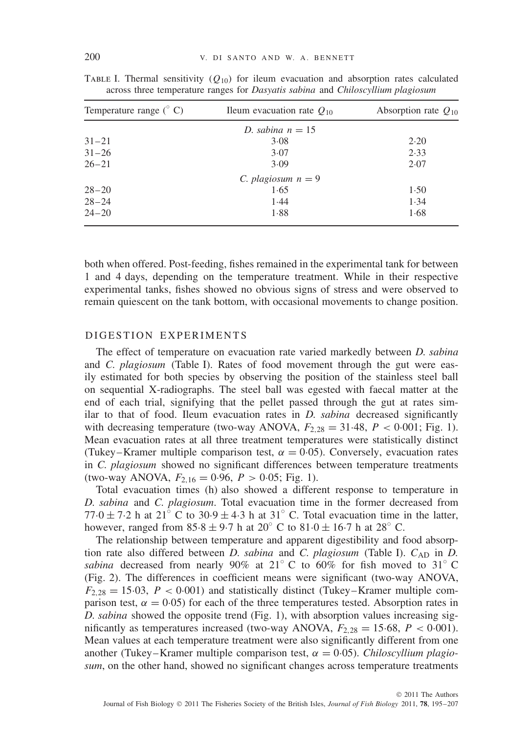TABLE I. Thermal sensitivity ($Q_{10}$) for ileum evacuation and absorption rates calculated across three temperature ranges for *Dasyatis sabina* and *Chiloscyllium plagiosum*

| Temperature range (° C) | Ileum evacuation rate $Q_{10}$ | Absorption rate $Q_{10}$ |
|---|---|---|
| | *D. sabina* $n = 15$ | |
| 31–21 | 3·08 | 2·20 |
| 31–26 | 3·07 | 2·33 |
| 26–21 | 3·09 | 2·07 |
| | *C. plagiosum* $n = 9$ | |
| 28–20 | 1·65 | 1·50 |
| 28–24 | 1·44 | 1·34 |
| 24–20 | 1·88 | 1·68 |

both when offered. Post-feeding, fishes remained in the experimental tank for between 1 and 4 days, depending on the temperature treatment. While in their respective experimental tanks, fishes showed no obvious signs of stress and were observed to remain quiescent on the tank bottom, with occasional movements to change position.

## DIGESTION EXPERIMENTS

The effect of temperature on evacuation rate varied markedly between *D. sabina* and *C. plagiosum* (Table I). Rates of food movement through the gut were easily estimated for both species by observing the position of the stainless steel ball on sequential X-radiographs. The steel ball was egested with faecal matter at the end of each trial, signifying that the pellet passed through the gut at rates similar to that of food. Ileum evacuation rates in *D. sabina* decreased significantly with decreasing temperature (two-way ANOVA, $F_{2,28} = 31{\cdot}48$, $P < 0{\cdot}001$; Fig. 1). Mean evacuation rates at all three treatment temperatures were statistically distinct (Tukey–Kramer multiple comparison test, $\alpha = 0{\cdot}05$). Conversely, evacuation rates in *C. plagiosum* showed no significant differences between temperature treatments (two-way ANOVA, $F_{2,16} = 0{\cdot}96$, $P > 0{\cdot}05$; Fig. 1).

Total evacuation times (h) also showed a different response to temperature in *D. sabina* and *C. plagiosum*. Total evacuation time in the former decreased from $77{\cdot}0 \pm 7{\cdot}2$ h at 21° C to $30{\cdot}9 \pm 4{\cdot}3$ h at 31° C. Total evacuation time in the latter, however, ranged from $85{\cdot}8 \pm 9{\cdot}7$ h at 20° C to $81{\cdot}0 \pm 16{\cdot}7$ h at 28° C.

The relationship between temperature and apparent digestibility and food absorption rate also differed between *D. sabina* and *C. plagiosum* (Table I). $C_{AD}$ in *D. sabina* decreased from nearly 90% at 21° C to 60% for fish moved to 31° C (Fig. 2). The differences in coefficient means were significant (two-way ANOVA, $F_{2,28} = 15{\cdot}03$, $P < 0{\cdot}001$) and statistically distinct (Tukey–Kramer multiple comparison test, $\alpha = 0{\cdot}05$) for each of the three temperatures tested. Absorption rates in *D. sabina* showed the opposite trend (Fig. 1), with absorption values increasing significantly as temperatures increased (two-way ANOVA, $F_{2,28} = 15{\cdot}68$, $P < 0{\cdot}001$). Mean values at each temperature treatment were also significantly different from one another (Tukey–Kramer multiple comparison test, $\alpha = 0{\cdot}05$). *Chiloscyllium plagiosum*, on the other hand, showed no significant changes across temperature treatments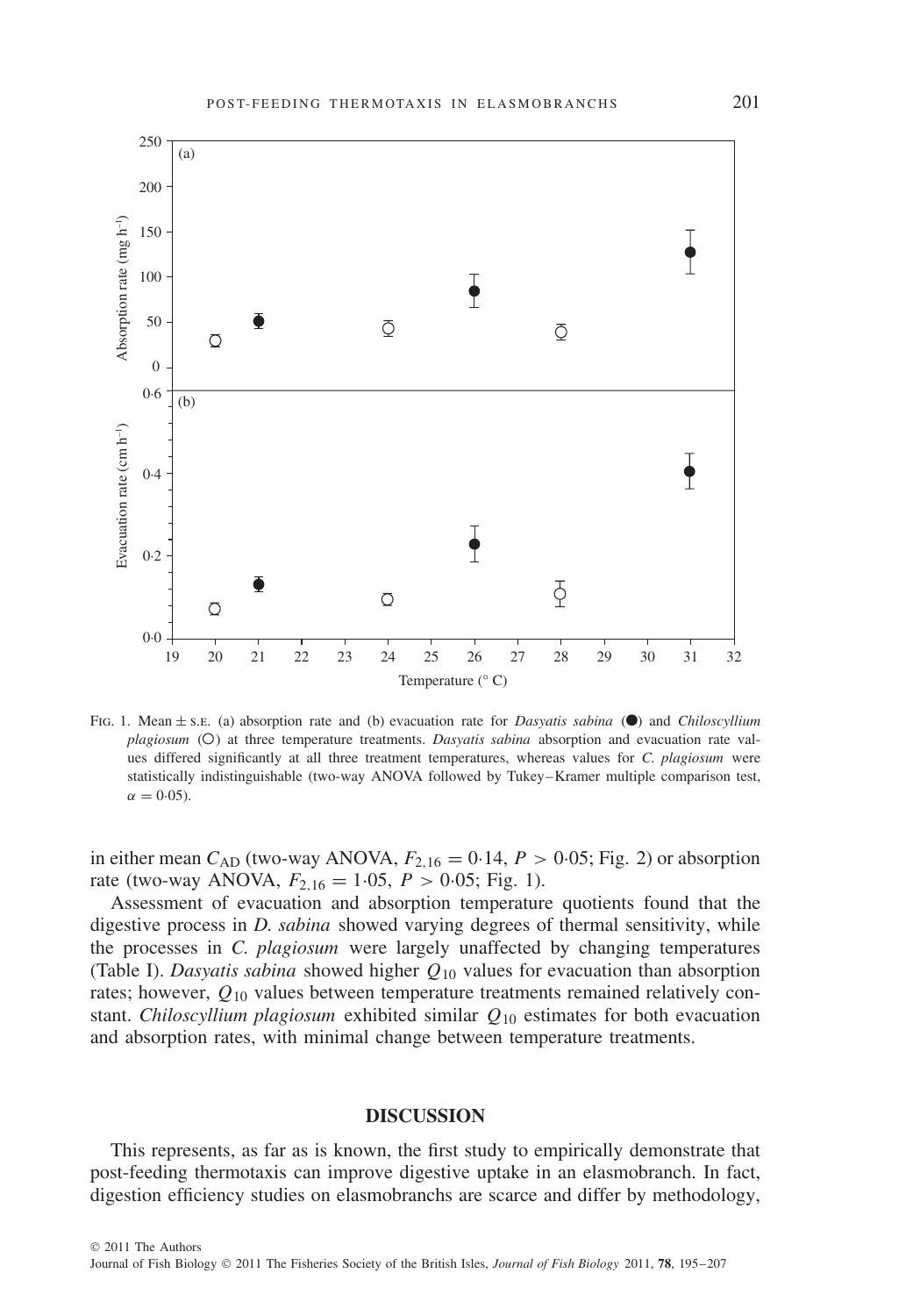250
(a)
200
150
Absorption rate (mg h⁻¹)
100
50
0
0·6
(b)
0·4
Evacuation rate (cm h⁻¹)
0·2
0·0
19 20 21 22 23 24 25 26 27 28 29 30 31 32
Temperature (° C)

Fig. 1. Mean ± s.e. (a) absorption rate and (b) evacuation rate for *Dasyatis sabina* (●) and *Chiloscyllium plagiosum* (○) at three temperature treatments. *Dasyatis sabina* absorption and evacuation rate values differed significantly at all three treatment temperatures, whereas values for *C. plagiosum* were statistically indistinguishable (two-way ANOVA followed by Tukey–Kramer multiple comparison test, $\alpha = 0{\cdot}05$).

in either mean $C_{AD}$ (two-way ANOVA, $F_{2,16} = 0{\cdot}14$, $P > 0{\cdot}05$; Fig. 2) or absorption rate (two-way ANOVA, $F_{2,16} = 1{\cdot}05$, $P > 0{\cdot}05$; Fig. 1).

Assessment of evacuation and absorption temperature quotients found that the digestive process in *D. sabina* showed varying degrees of thermal sensitivity, while the processes in *C. plagiosum* were largely unaffected by changing temperatures (Table I). *Dasyatis sabina* showed higher $Q_{10}$ values for evacuation than absorption rates; however, $Q_{10}$ values between temperature treatments remained relatively constant. *Chiloscyllium plagiosum* exhibited similar $Q_{10}$ estimates for both evacuation and absorption rates, with minimal change between temperature treatments.

## DISCUSSION

This represents, as far as is known, the first study to empirically demonstrate that post-feeding thermotaxis can improve digestive uptake in an elasmobranch. In fact, digestion efficiency studies on elasmobranchs are scarce and differ by methodology,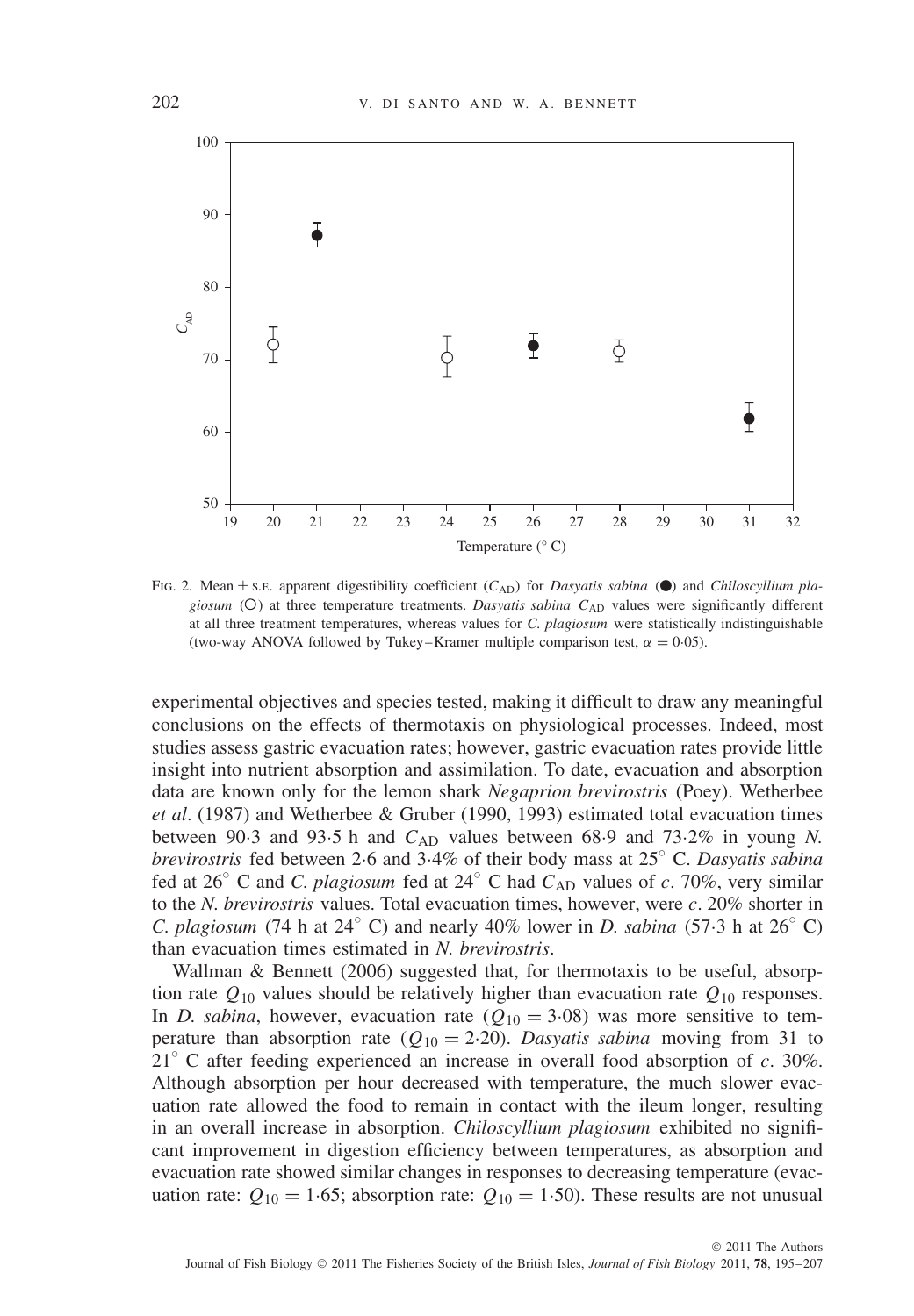100

90

80

$C_{AD}$

70

60

50

19 20 21 22 23 24 25 26 27 28 29 30 31 32

Temperature (° C)

FIG. 2. Mean ± S.E. apparent digestibility coefficient ($C_{AD}$) for *Dasyatis sabina* (●) and *Chiloscyllium plagiosum* (○) at three temperature treatments. *Dasyatis sabina* $C_{AD}$ values were significantly different at all three treatment temperatures, whereas values for *C. plagiosum* were statistically indistinguishable (two-way ANOVA followed by Tukey–Kramer multiple comparison test, $\alpha = 0{\cdot}05$).

experimental objectives and species tested, making it difficult to draw any meaningful conclusions on the effects of thermotaxis on physiological processes. Indeed, most studies assess gastric evacuation rates; however, gastric evacuation rates provide little insight into nutrient absorption and assimilation. To date, evacuation and absorption data are known only for the lemon shark *Negaprion brevirostris* (Poey). Wetherbee *et al*. (1987) and Wetherbee & Gruber (1990, 1993) estimated total evacuation times between 90·3 and 93·5 h and $C_{AD}$ values between 68·9 and 73·2% in young *N. brevirostris* fed between 2·6 and 3·4% of their body mass at 25° C. *Dasyatis sabina* fed at 26° C and *C. plagiosum* fed at 24° C had $C_{AD}$ values of *c*. 70%, very similar to the *N. brevirostris* values. Total evacuation times, however, were *c*. 20% shorter in *C. plagiosum* (74 h at 24° C) and nearly 40% lower in *D. sabina* (57·3 h at 26° C) than evacuation times estimated in *N. brevirostris*.

Wallman & Bennett (2006) suggested that, for thermotaxis to be useful, absorption rate $Q_{10}$ values should be relatively higher than evacuation rate $Q_{10}$ responses. In *D. sabina*, however, evacuation rate ($Q_{10} = 3{\cdot}08$) was more sensitive to temperature than absorption rate ($Q_{10} = 2{\cdot}20$). *Dasyatis sabina* moving from 31 to 21° C after feeding experienced an increase in overall food absorption of *c*. 30%. Although absorption per hour decreased with temperature, the much slower evacuation rate allowed the food to remain in contact with the ileum longer, resulting in an overall increase in absorption. *Chiloscyllium plagiosum* exhibited no significant improvement in digestion efficiency between temperatures, as absorption and evacuation rate showed similar changes in responses to decreasing temperature (evacuation rate: $Q_{10} = 1{\cdot}65$; absorption rate: $Q_{10} = 1{\cdot}50$). These results are not unusual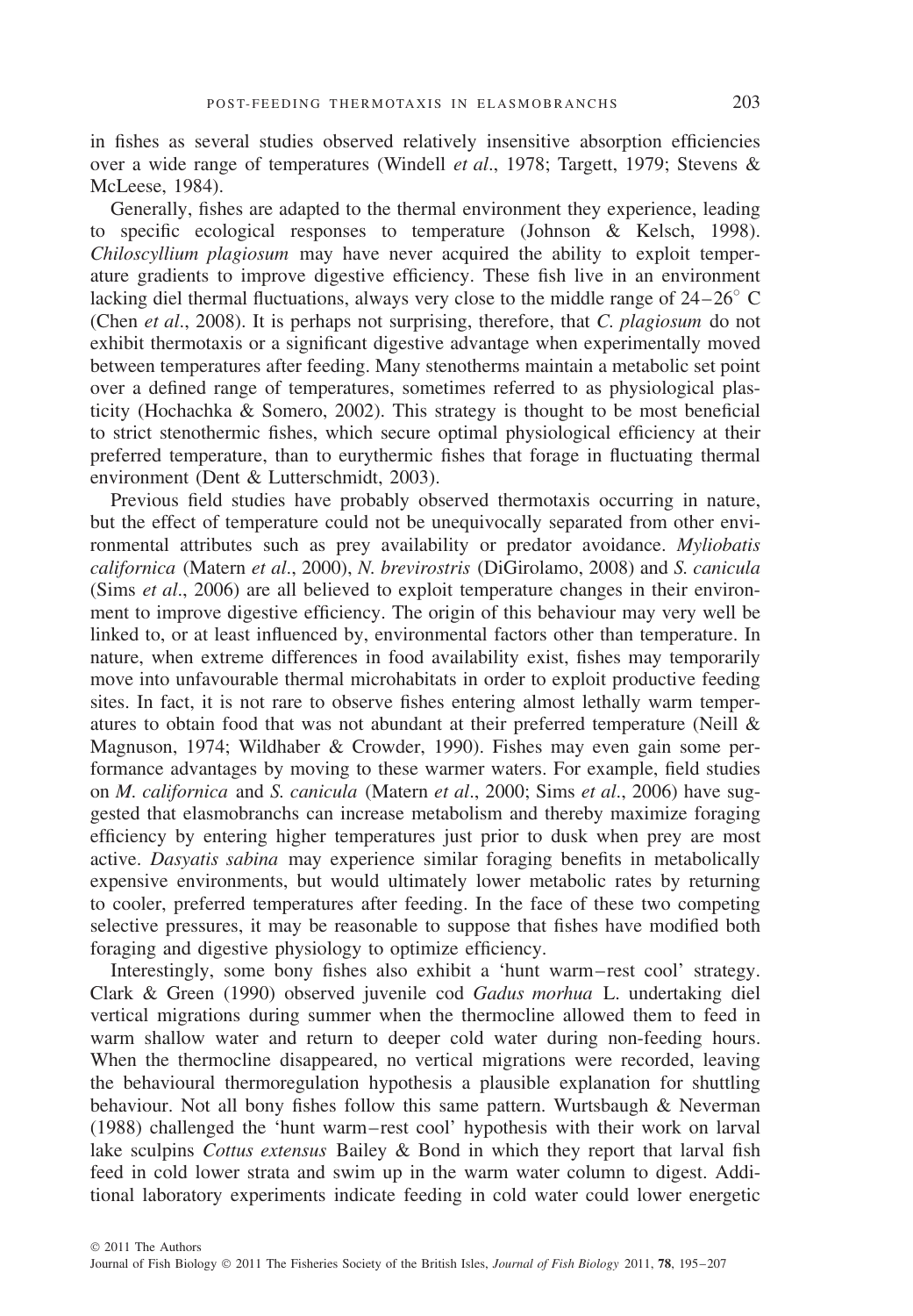in fishes as several studies observed relatively insensitive absorption efficiencies over a wide range of temperatures (Windell *et al*., 1978; Targett, 1979; Stevens & McLeese, 1984).

Generally, fishes are adapted to the thermal environment they experience, leading to specific ecological responses to temperature (Johnson & Kelsch, 1998). *Chiloscyllium plagiosum* may have never acquired the ability to exploit temperature gradients to improve digestive efficiency. These fish live in an environment lacking diel thermal fluctuations, always very close to the middle range of 24–26° C (Chen *et al*., 2008). It is perhaps not surprising, therefore, that *C. plagiosum* do not exhibit thermotaxis or a significant digestive advantage when experimentally moved between temperatures after feeding. Many stenotherms maintain a metabolic set point over a defined range of temperatures, sometimes referred to as physiological plasticity (Hochachka & Somero, 2002). This strategy is thought to be most beneficial to strict stenothermic fishes, which secure optimal physiological efficiency at their preferred temperature, than to eurythermic fishes that forage in fluctuating thermal environment (Dent & Lutterschmidt, 2003).

Previous field studies have probably observed thermotaxis occurring in nature, but the effect of temperature could not be unequivocally separated from other environmental attributes such as prey availability or predator avoidance. *Myliobatis californica* (Matern *et al*., 2000), *N. brevirostris* (DiGirolamo, 2008) and *S. canicula* (Sims *et al*., 2006) are all believed to exploit temperature changes in their environment to improve digestive efficiency. The origin of this behaviour may very well be linked to, or at least influenced by, environmental factors other than temperature. In nature, when extreme differences in food availability exist, fishes may temporarily move into unfavourable thermal microhabitats in order to exploit productive feeding sites. In fact, it is not rare to observe fishes entering almost lethally warm temperatures to obtain food that was not abundant at their preferred temperature (Neill & Magnuson, 1974; Wildhaber & Crowder, 1990). Fishes may even gain some performance advantages by moving to these warmer waters. For example, field studies on *M. californica* and *S. canicula* (Matern *et al*., 2000; Sims *et al*., 2006) have suggested that elasmobranchs can increase metabolism and thereby maximize foraging efficiency by entering higher temperatures just prior to dusk when prey are most active. *Dasyatis sabina* may experience similar foraging benefits in metabolically expensive environments, but would ultimately lower metabolic rates by returning to cooler, preferred temperatures after feeding. In the face of these two competing selective pressures, it may be reasonable to suppose that fishes have modified both foraging and digestive physiology to optimize efficiency.

Interestingly, some bony fishes also exhibit a 'hunt warm–rest cool' strategy. Clark & Green (1990) observed juvenile cod *Gadus morhua* L. undertaking diel vertical migrations during summer when the thermocline allowed them to feed in warm shallow water and return to deeper cold water during non-feeding hours. When the thermocline disappeared, no vertical migrations were recorded, leaving the behavioural thermoregulation hypothesis a plausible explanation for shuttling behaviour. Not all bony fishes follow this same pattern. Wurtsbaugh & Neverman (1988) challenged the 'hunt warm–rest cool' hypothesis with their work on larval lake sculpins *Cottus extensus* Bailey & Bond in which they report that larval fish feed in cold lower strata and swim up in the warm water column to digest. Additional laboratory experiments indicate feeding in cold water could lower energetic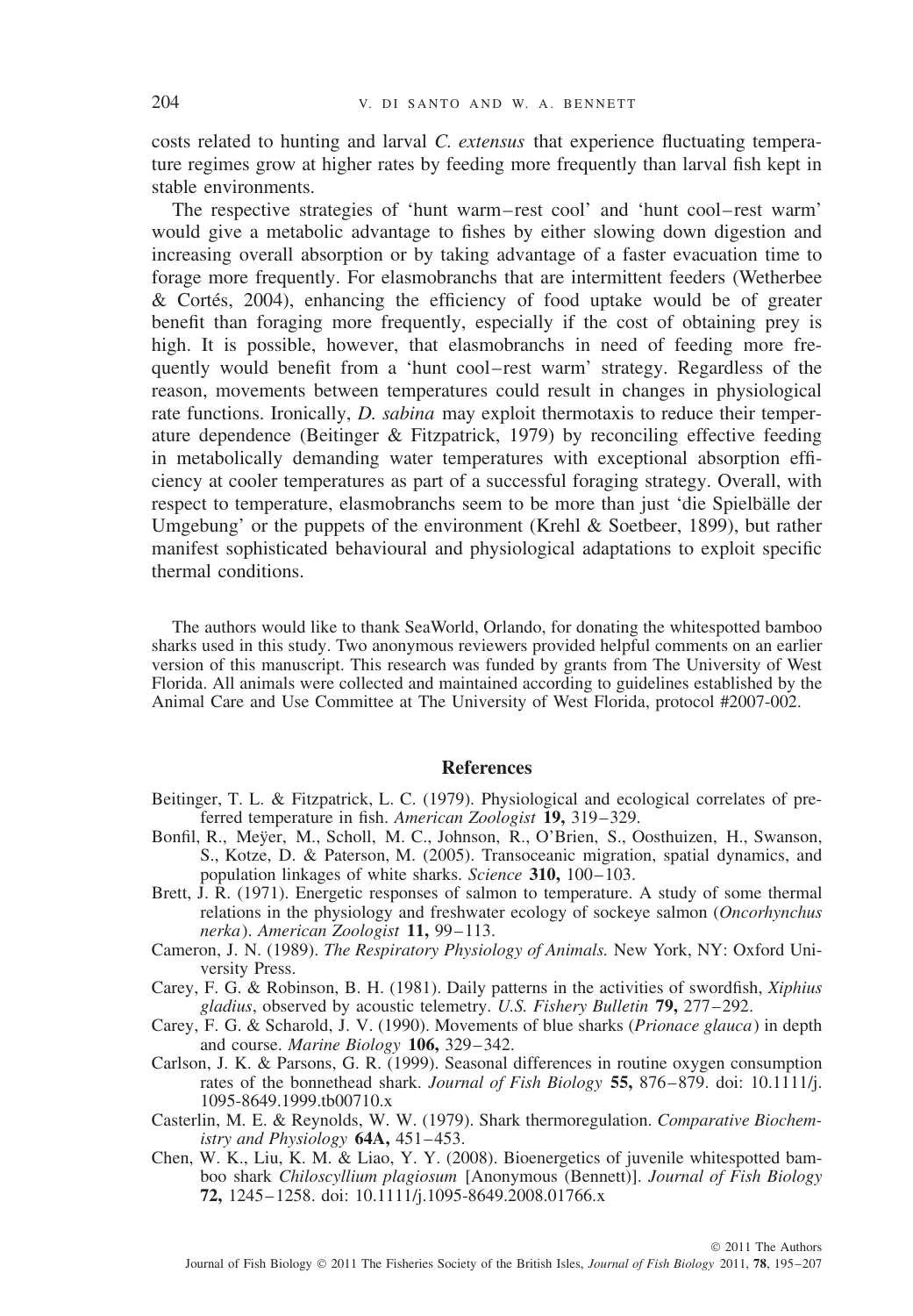costs related to hunting and larval *C. extensus* that experience fluctuating temperature regimes grow at higher rates by feeding more frequently than larval fish kept in stable environments.

The respective strategies of 'hunt warm–rest cool' and 'hunt cool–rest warm' would give a metabolic advantage to fishes by either slowing down digestion and increasing overall absorption or by taking advantage of a faster evacuation time to forage more frequently. For elasmobranchs that are intermittent feeders (Wetherbee & Cortés, 2004), enhancing the efficiency of food uptake would be of greater benefit than foraging more frequently, especially if the cost of obtaining prey is high. It is possible, however, that elasmobranchs in need of feeding more frequently would benefit from a 'hunt cool–rest warm' strategy. Regardless of the reason, movements between temperatures could result in changes in physiological rate functions. Ironically, *D. sabina* may exploit thermotaxis to reduce their temperature dependence (Beitinger & Fitzpatrick, 1979) by reconciling effective feeding in metabolically demanding water temperatures with exceptional absorption efficiency at cooler temperatures as part of a successful foraging strategy. Overall, with respect to temperature, elasmobranchs seem to be more than just 'die Spielbälle der Umgebung' or the puppets of the environment (Krehl & Soetbeer, 1899), but rather manifest sophisticated behavioural and physiological adaptations to exploit specific thermal conditions.

The authors would like to thank SeaWorld, Orlando, for donating the whitespotted bamboo sharks used in this study. Two anonymous reviewers provided helpful comments on an earlier version of this manuscript. This research was funded by grants from The University of West Florida. All animals were collected and maintained according to guidelines established by the Animal Care and Use Committee at The University of West Florida, protocol #2007-002.

## References

Beitinger, T. L. & Fitzpatrick, L. C. (1979). Physiological and ecological correlates of preferred temperature in fish. *American Zoologist* **19,** 319–329.

Bonfil, R., Meÿer, M., Scholl, M. C., Johnson, R., O'Brien, S., Oosthuizen, H., Swanson, S., Kotze, D. & Paterson, M. (2005). Transoceanic migration, spatial dynamics, and population linkages of white sharks. *Science* **310,** 100–103.

Brett, J. R. (1971). Energetic responses of salmon to temperature. A study of some thermal relations in the physiology and freshwater ecology of sockeye salmon (*Oncorhynchus nerka*). *American Zoologist* **11,** 99–113.

Cameron, J. N. (1989). *The Respiratory Physiology of Animals.* New York, NY: Oxford University Press.

Carey, F. G. & Robinson, B. H. (1981). Daily patterns in the activities of swordfish, *Xiphius gladius*, observed by acoustic telemetry. *U.S. Fishery Bulletin* **79,** 277–292.

Carey, F. G. & Scharold, J. V. (1990). Movements of blue sharks (*Prionace glauca*) in depth and course. *Marine Biology* **106,** 329–342.

Carlson, J. K. & Parsons, G. R. (1999). Seasonal differences in routine oxygen consumption rates of the bonnethead shark. *Journal of Fish Biology* **55,** 876–879. doi: 10.1111/j.1095-8649.1999.tb00710.x

Casterlin, M. E. & Reynolds, W. W. (1979). Shark thermoregulation. *Comparative Biochemistry and Physiology* **64A,** 451–453.

Chen, W. K., Liu, K. M. & Liao, Y. Y. (2008). Bioenergetics of juvenile whitespotted bamboo shark *Chiloscyllium plagiosum* [Anonymous (Bennett)]. *Journal of Fish Biology* **72,** 1245–1258. doi: 10.1111/j.1095-8649.2008.01766.x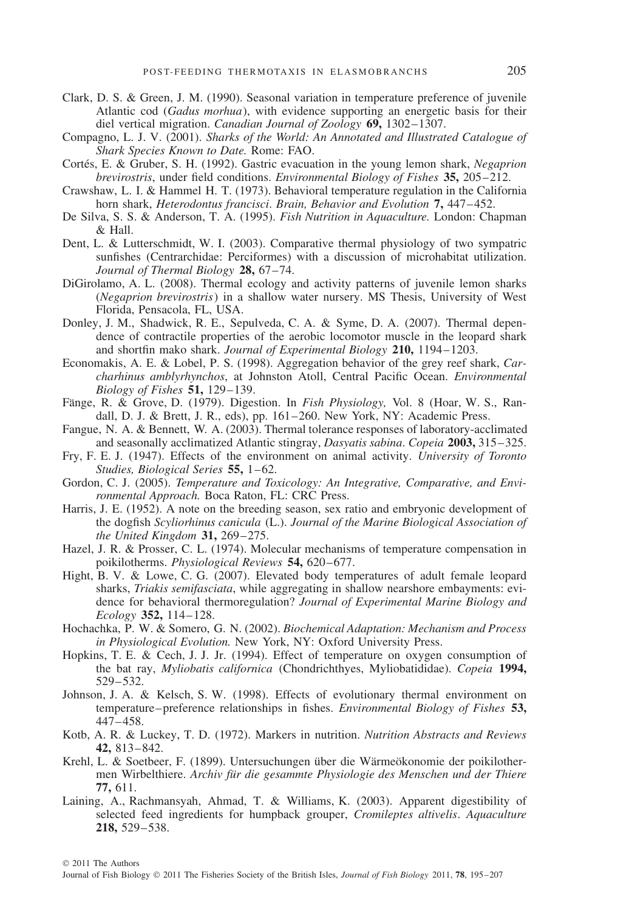Clark, D. S. & Green, J. M. (1990). Seasonal variation in temperature preference of juvenile Atlantic cod (*Gadus morhua*), with evidence supporting an energetic basis for their diel vertical migration. *Canadian Journal of Zoology* **69,** 1302–1307.

Compagno, L. J. V. (2001). *Sharks of the World: An Annotated and Illustrated Catalogue of Shark Species Known to Date.* Rome: FAO.

Cortés, E. & Gruber, S. H. (1992). Gastric evacuation in the young lemon shark, *Negaprion brevirostris*, under field conditions. *Environmental Biology of Fishes* **35,** 205–212.

Crawshaw, L. I. & Hammel H. T. (1973). Behavioral temperature regulation in the California horn shark, *Heterodontus francisci*. *Brain, Behavior and Evolution* **7,** 447–452.

De Silva, S. S. & Anderson, T. A. (1995). *Fish Nutrition in Aquaculture.* London: Chapman & Hall.

Dent, L. & Lutterschmidt, W. I. (2003). Comparative thermal physiology of two sympatric sunfishes (Centrarchidae: Perciformes) with a discussion of microhabitat utilization. *Journal of Thermal Biology* **28,** 67–74.

DiGirolamo, A. L. (2008). Thermal ecology and activity patterns of juvenile lemon sharks (*Negaprion brevirostris*) in a shallow water nursery. MS Thesis, University of West Florida, Pensacola, FL, USA.

Donley, J. M., Shadwick, R. E., Sepulveda, C. A. & Syme, D. A. (2007). Thermal dependence of contractile properties of the aerobic locomotor muscle in the leopard shark and shortfin mako shark. *Journal of Experimental Biology* **210,** 1194–1203.

Economakis, A. E. & Lobel, P. S. (1998). Aggregation behavior of the grey reef shark, *Carcharhinus amblyrhynchos*, at Johnston Atoll, Central Pacific Ocean. *Environmental Biology of Fishes* **51,** 129–139.

Fänge, R. & Grove, D. (1979). Digestion. In *Fish Physiology,* Vol. 8 (Hoar, W. S., Randall, D. J. & Brett, J. R., eds), pp. 161–260. New York, NY: Academic Press.

Fangue, N. A. & Bennett, W. A. (2003). Thermal tolerance responses of laboratory-acclimated and seasonally acclimatized Atlantic stingray, *Dasyatis sabina*. *Copeia* **2003,** 315–325.

Fry, F. E. J. (1947). Effects of the environment on animal activity. *University of Toronto Studies, Biological Series* **55,** 1–62.

Gordon, C. J. (2005). *Temperature and Toxicology: An Integrative, Comparative, and Environmental Approach.* Boca Raton, FL: CRC Press.

Harris, J. E. (1952). A note on the breeding season, sex ratio and embryonic development of the dogfish *Scyliorhinus canicula* (L.). *Journal of the Marine Biological Association of the United Kingdom* **31,** 269–275.

Hazel, J. R. & Prosser, C. L. (1974). Molecular mechanisms of temperature compensation in poikilotherms. *Physiological Reviews* **54,** 620–677.

Hight, B. V. & Lowe, C. G. (2007). Elevated body temperatures of adult female leopard sharks, *Triakis semifasciata*, while aggregating in shallow nearshore embayments: evidence for behavioral thermoregulation? *Journal of Experimental Marine Biology and Ecology* **352,** 114–128.

Hochachka, P. W. & Somero, G. N. (2002). *Biochemical Adaptation: Mechanism and Process in Physiological Evolution.* New York, NY: Oxford University Press.

Hopkins, T. E. & Cech, J. J. Jr. (1994). Effect of temperature on oxygen consumption of the bat ray, *Myliobatis californica* (Chondrichthyes, Myliobatididae). *Copeia* **1994,** 529–532.

Johnson, J. A. & Kelsch, S. W. (1998). Effects of evolutionary thermal environment on temperature–preference relationships in fishes. *Environmental Biology of Fishes* **53,** 447–458.

Kotb, A. R. & Luckey, T. D. (1972). Markers in nutrition. *Nutrition Abstracts and Reviews* **42,** 813–842.

Krehl, L. & Soetbeer, F. (1899). Untersuchungen über die Wärmeökonomie der poikilothermen Wirbelthiere. *Archiv für die gesammte Physiologie des Menschen und der Thiere* **77,** 611.

Laining, A., Rachmansyah, Ahmad, T. & Williams, K. (2003). Apparent digestibility of selected feed ingredients for humpback grouper, *Cromileptes altivelis*. *Aquaculture* **218,** 529–538.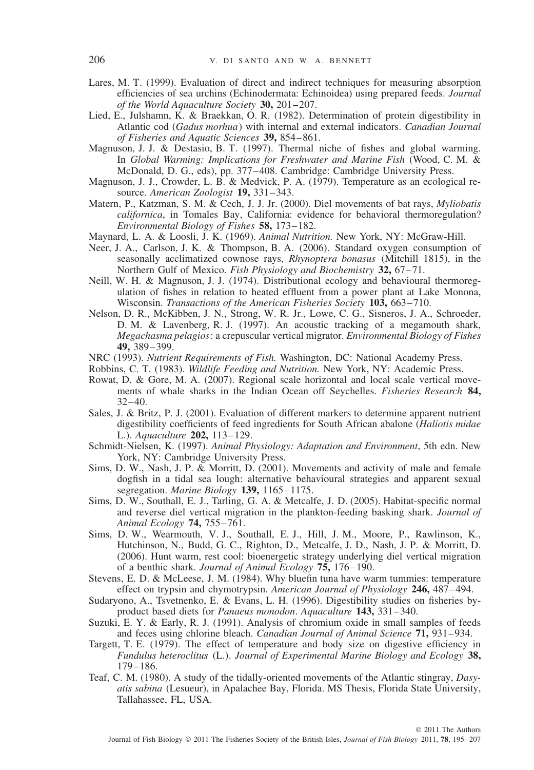Lares, M. T. (1999). Evaluation of direct and indirect techniques for measuring absorption efficiencies of sea urchins (Echinodermata: Echinoidea) using prepared feeds. *Journal of the World Aquaculture Society* **30,** 201–207.

Lied, E., Julshamn, K. & Braekkan, O. R. (1982). Determination of protein digestibility in Atlantic cod (*Gadus morhua*) with internal and external indicators. *Canadian Journal of Fisheries and Aquatic Sciences* **39,** 854–861.

Magnuson, J. J. & Destasio, B. T. (1997). Thermal niche of fishes and global warming. In *Global Warming: Implications for Freshwater and Marine Fish* (Wood, C. M. & McDonald, D. G., eds), pp. 377–408. Cambridge: Cambridge University Press.

Magnuson, J. J., Crowder, L. B. & Medvick, P. A. (1979). Temperature as an ecological resource. *American Zoologist* **19,** 331–343.

Matern, P., Katzman, S. M. & Cech, J. J. Jr. (2000). Diel movements of bat rays, *Myliobatis californica*, in Tomales Bay, California: evidence for behavioral thermoregulation? *Environmental Biology of Fishes* **58,** 173–182.

Maynard, L. A. & Loosli, J. K. (1969). *Animal Nutrition.* New York, NY: McGraw-Hill.

Neer, J. A., Carlson, J. K. & Thompson, B. A. (2006). Standard oxygen consumption of seasonally acclimatized cownose rays, *Rhynoptera bonasus* (Mitchill 1815), in the Northern Gulf of Mexico. *Fish Physiology and Biochemistry* **32,** 67–71.

Neill, W. H. & Magnuson, J. J. (1974). Distributional ecology and behavioural thermoregulation of fishes in relation to heated effluent from a power plant at Lake Monona, Wisconsin. *Transactions of the American Fisheries Society* **103,** 663–710.

Nelson, D. R., McKibben, J. N., Strong, W. R. Jr., Lowe, C. G., Sisneros, J. A., Schroeder, D. M. & Lavenberg, R. J. (1997). An acoustic tracking of a megamouth shark, *Megachasma pelagios*: a crepuscular vertical migrator. *Environmental Biology of Fishes* **49,** 389–399.

NRC (1993). *Nutrient Requirements of Fish.* Washington, DC: National Academy Press.

Robbins, C. T. (1983). *Wildlife Feeding and Nutrition.* New York, NY: Academic Press.

Rowat, D. & Gore, M. A. (2007). Regional scale horizontal and local scale vertical movements of whale sharks in the Indian Ocean off Seychelles. *Fisheries Research* **84,** 32–40.

Sales, J. & Britz, P. J. (2001). Evaluation of different markers to determine apparent nutrient digestibility coefficients of feed ingredients for South African abalone (*Haliotis midae* L.). *Aquaculture* **202,** 113–129.

Schmidt-Nielsen, K. (1997). *Animal Physiology: Adaptation and Environment*, 5th edn. New York, NY: Cambridge University Press.

Sims, D. W., Nash, J. P. & Morritt, D. (2001). Movements and activity of male and female dogfish in a tidal sea lough: alternative behavioural strategies and apparent sexual segregation. *Marine Biology* **139,** 1165–1175.

Sims, D. W., Southall, E. J., Tarling, G. A. & Metcalfe, J. D. (2005). Habitat-specific normal and reverse diel vertical migration in the plankton-feeding basking shark. *Journal of Animal Ecology* **74,** 755–761.

Sims, D. W., Wearmouth, V. J., Southall, E. J., Hill, J. M., Moore, P., Rawlinson, K., Hutchinson, N., Budd, G. C., Righton, D., Metcalfe, J. D., Nash, J. P. & Morritt, D. (2006). Hunt warm, rest cool: bioenergetic strategy underlying diel vertical migration of a benthic shark. *Journal of Animal Ecology* **75,** 176–190.

Stevens, E. D. & McLeese, J. M. (1984). Why bluefin tuna have warm tummies: temperature effect on trypsin and chymotrypsin. *American Journal of Physiology* **246,** 487–494.

Sudaryono, A., Tsvetnenko, E. & Evans, L. H. (1996). Digestibility studies on fisheries by-product based diets for *Panaeus monodon*. *Aquaculture* **143,** 331–340.

Suzuki, E. Y. & Early, R. J. (1991). Analysis of chromium oxide in small samples of feeds and feces using chlorine bleach. *Canadian Journal of Animal Science* **71,** 931–934.

Targett, T. E. (1979). The effect of temperature and body size on digestive efficiency in *Fundulus heteroclitus* (L.). *Journal of Experimental Marine Biology and Ecology* **38,** 179–186.

Teaf, C. M. (1980). A study of the tidally-oriented movements of the Atlantic stingray, *Dasyatis sabina* (Lesueur), in Apalachee Bay, Florida. MS Thesis, Florida State University, Tallahassee, FL, USA.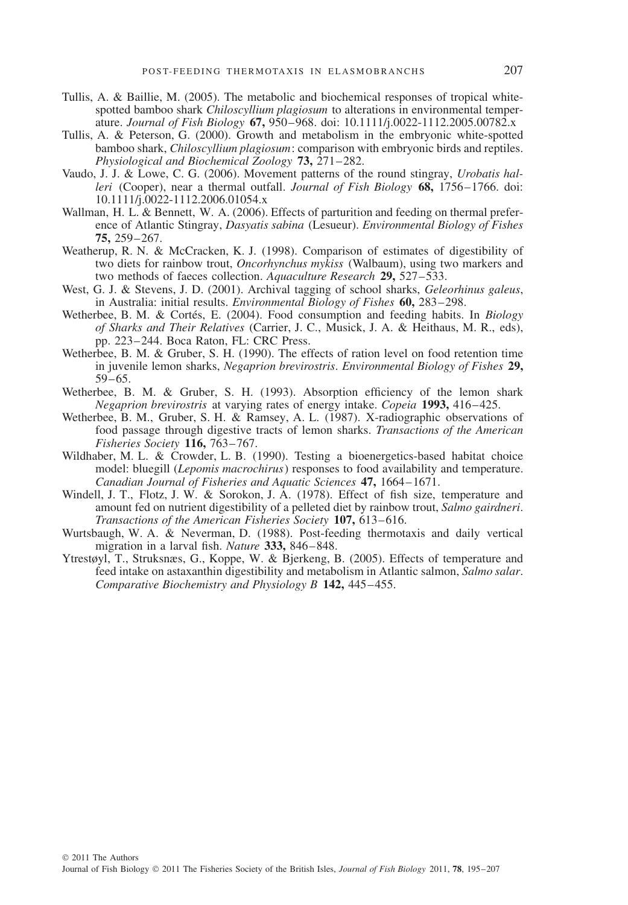Tullis, A. & Baillie, M. (2005). The metabolic and biochemical responses of tropical white-spotted bamboo shark *Chiloscyllium plagiosum* to alterations in environmental temperature. *Journal of Fish Biology* **67,** 950–968. doi: 10.1111/j.0022-1112.2005.00782.x

Tullis, A. & Peterson, G. (2000). Growth and metabolism in the embryonic white-spotted bamboo shark, *Chiloscyllium plagiosum*: comparison with embryonic birds and reptiles. *Physiological and Biochemical Zoology* **73,** 271–282.

Vaudo, J. J. & Lowe, C. G. (2006). Movement patterns of the round stingray, *Urobatis halleri* (Cooper), near a thermal outfall. *Journal of Fish Biology* **68,** 1756–1766. doi: 10.1111/j.0022-1112.2006.01054.x

Wallman, H. L. & Bennett, W. A. (2006). Effects of parturition and feeding on thermal preference of Atlantic Stingray, *Dasyatis sabina* (Lesueur). *Environmental Biology of Fishes* **75,** 259–267.

Weatherup, R. N. & McCracken, K. J. (1998). Comparison of estimates of digestibility of two diets for rainbow trout, *Oncorhynchus mykiss* (Walbaum), using two markers and two methods of faeces collection. *Aquaculture Research* **29,** 527–533.

West, G. J. & Stevens, J. D. (2001). Archival tagging of school sharks, *Geleorhinus galeus*, in Australia: initial results. *Environmental Biology of Fishes* **60,** 283–298.

Wetherbee, B. M. & Cortés, E. (2004). Food consumption and feeding habits. In *Biology of Sharks and Their Relatives* (Carrier, J. C., Musick, J. A. & Heithaus, M. R., eds), pp. 223–244. Boca Raton, FL: CRC Press.

Wetherbee, B. M. & Gruber, S. H. (1990). The effects of ration level on food retention time in juvenile lemon sharks, *Negaprion brevirostris*. *Environmental Biology of Fishes* **29,** 59–65.

Wetherbee, B. M. & Gruber, S. H. (1993). Absorption efficiency of the lemon shark *Negaprion brevirostris* at varying rates of energy intake. *Copeia* **1993,** 416–425.

Wetherbee, B. M., Gruber, S. H. & Ramsey, A. L. (1987). X-radiographic observations of food passage through digestive tracts of lemon sharks. *Transactions of the American Fisheries Society* **116,** 763–767.

Wildhaber, M. L. & Crowder, L. B. (1990). Testing a bioenergetics-based habitat choice model: bluegill (*Lepomis macrochirus*) responses to food availability and temperature. *Canadian Journal of Fisheries and Aquatic Sciences* **47,** 1664–1671.

Windell, J. T., Flotz, J. W. & Sorokon, J. A. (1978). Effect of fish size, temperature and amount fed on nutrient digestibility of a pelleted diet by rainbow trout, *Salmo gairdneri*. *Transactions of the American Fisheries Society* **107,** 613–616.

Wurtsbaugh, W. A. & Neverman, D. (1988). Post-feeding thermotaxis and daily vertical migration in a larval fish. *Nature* **333,** 846–848.

Ytrestøyl, T., Struksnæs, G., Koppe, W. & Bjerkeng, B. (2005). Effects of temperature and feed intake on astaxanthin digestibility and metabolism in Atlantic salmon, *Salmo salar*. *Comparative Biochemistry and Physiology B* **142,** 445–455.